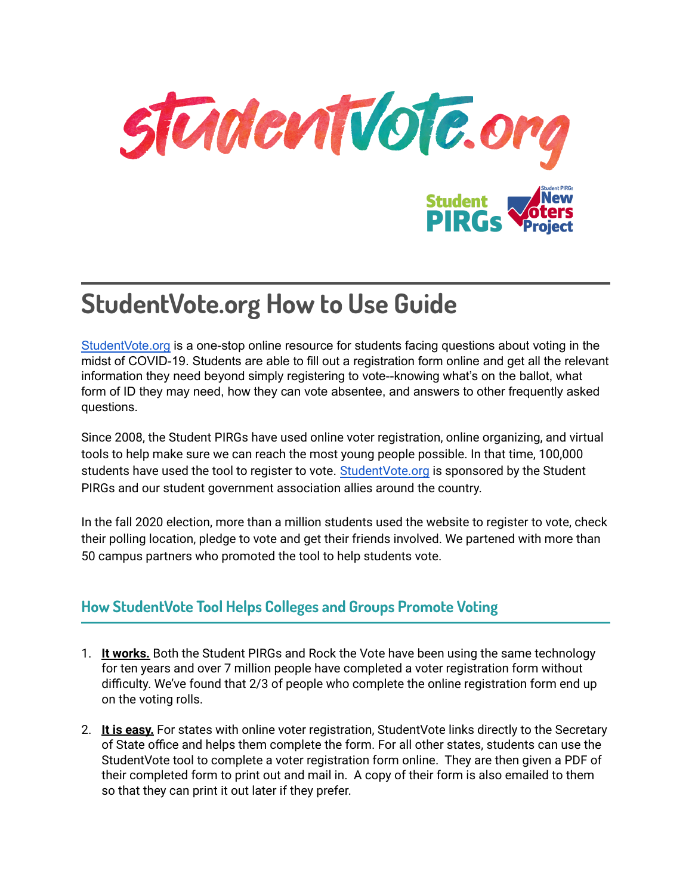# StudentVote.org How to Use Guide

[StudentVote.org](StudentVote.org) is a one-stop online resource for students facing questions about voting in the midst of COVID-19. Students are able to fill out a registration form online and get all the relevant information they need beyond simply registering to vote--knowing what's on the ballot, what form of ID they may need, how they can vote absentee, and answers to other frequently asked questions.

Since 2008, the Student PIRGs have used online voter registration, online organizing, and virtual tools to help make sure we can reach the most young people possible. In that time, 100,000 students have used the tool to register to vote. [StudentVote.org](StudentVote.org) is sponsored by the Student PIRGs and our student government association allies around the country.

In the fall 2020 election, more than a million students used the website to register to vote, check their polling location, pledge to vote and get their friends involved. We partened with more than 50 campus partners who promoted the tool to help students vote.

## How StudentVote Tool Helps Colleges and Groups Promote Voting

1. **It works.** Both the Student PIRGs and Rock the Vote have been using the same technology for ten years and over 7 million people have completed a voter registration form without difficulty. We've found that 2/3 of people who complete the online registration form end up on the voting rolls.

2. **It is easy.** For states with online voter registration, StudentVote links directly to the Secretary of State office and helps them complete the form. For all other states, students can use the StudentVote tool to complete a voter registration form online. They are then given a PDF of their completed form to print out and mail in. A copy of their form is also emailed to them so that they can print it out later if they prefer.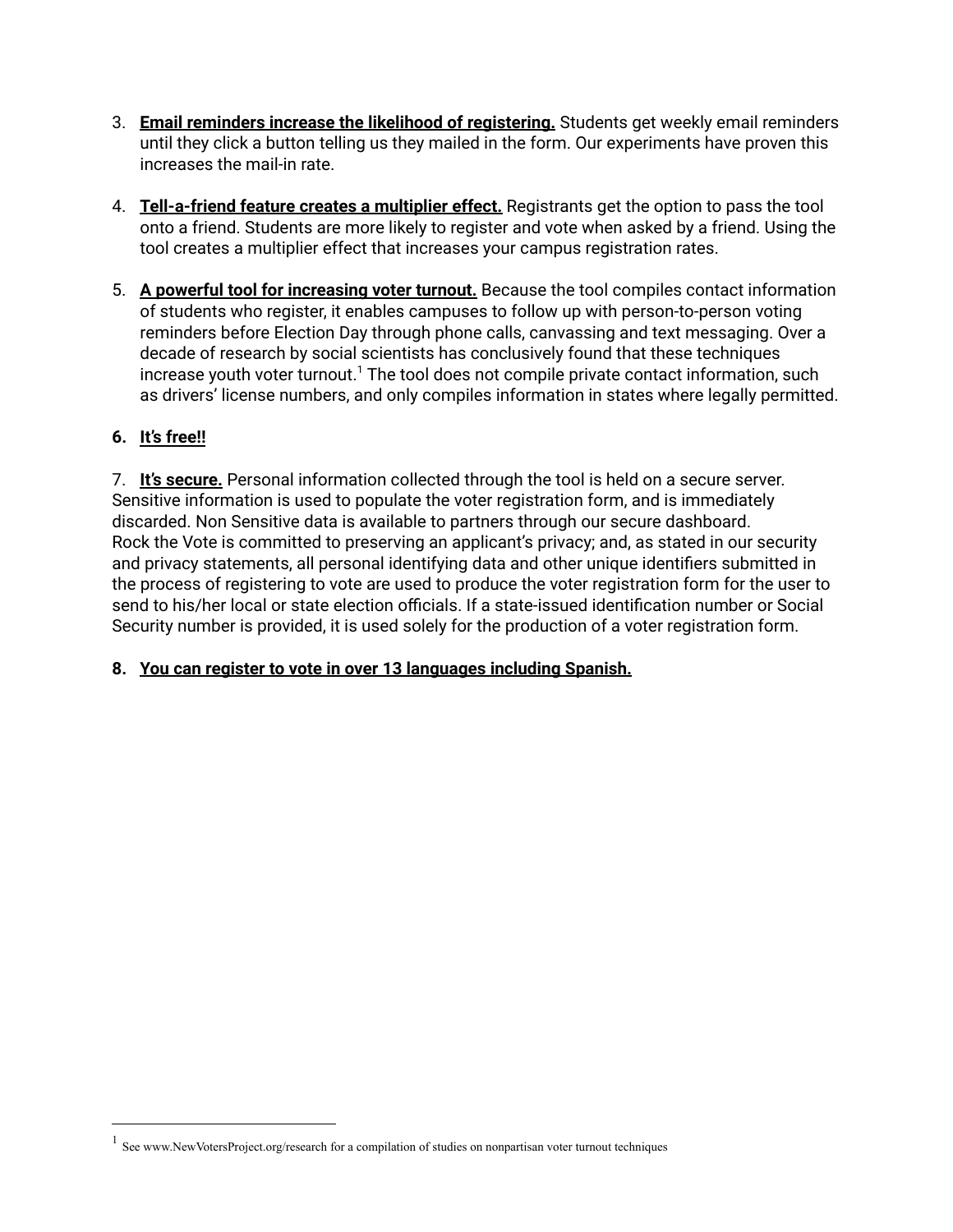3. **Email reminders increase the likelihood of registering.** Students get weekly email reminders until they click a button telling us they mailed in the form. Our experiments have proven this increases the mail-in rate.

4. **Tell-a-friend feature creates a multiplier effect.** Registrants get the option to pass the tool onto a friend. Students are more likely to register and vote when asked by a friend. Using the tool creates a multiplier effect that increases your campus registration rates.

5. **A powerful tool for increasing voter turnout.** Because the tool compiles contact information of students who register, it enables campuses to follow up with person-to-person voting reminders before Election Day through phone calls, canvassing and text messaging. Over a decade of research by social scientists has conclusively found that these techniques increase youth voter turnout.[1] The tool does not compile private contact information, such as drivers' license numbers, and only compiles information in states where legally permitted.

6. **It's free!!**

7. **It's secure.** Personal information collected through the tool is held on a secure server. Sensitive information is used to populate the voter registration form, and is immediately discarded. Non Sensitive data is available to partners through our secure dashboard. Rock the Vote is committed to preserving an applicant's privacy; and, as stated in our security and privacy statements, all personal identifying data and other unique identifiers submitted in the process of registering to vote are used to produce the voter registration form for the user to send to his/her local or state election officials. If a state-issued identification number or Social Security number is provided, it is used solely for the production of a voter registration form.

8. **You can register to vote in over 13 languages including Spanish.**

---

[1] See www.NewVotersProject.org/research for a compilation of studies on nonpartisan voter turnout techniques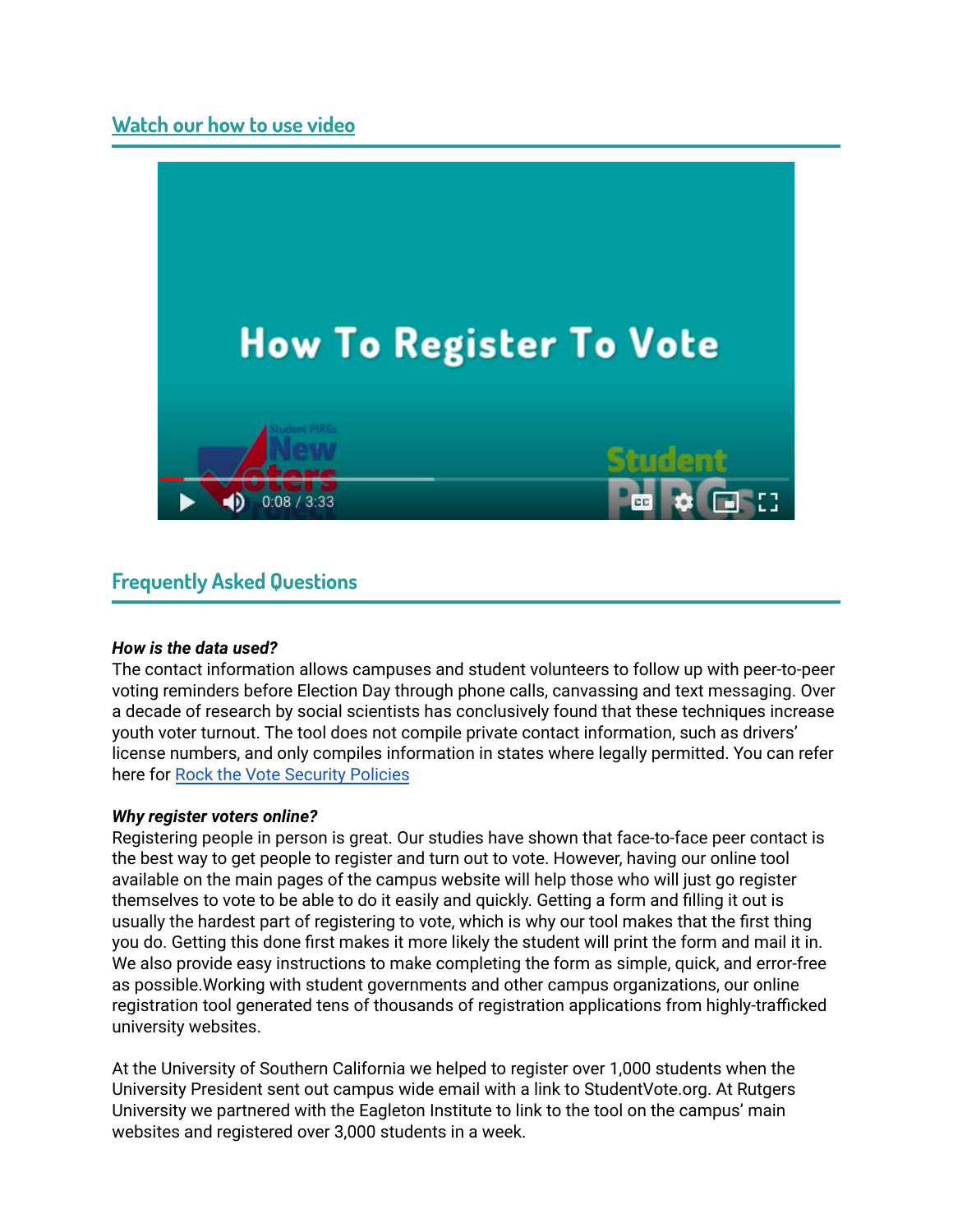## [Watch our how to use video]

## Frequently Asked Questions

***How is the data used?***
The contact information allows campuses and student volunteers to follow up with peer-to-peer voting reminders before Election Day through phone calls, canvassing and text messaging. Over a decade of research by social scientists has conclusively found that these techniques increase youth voter turnout. The tool does not compile private contact information, such as drivers' license numbers, and only compiles information in states where legally permitted. You can refer here for [Rock the Vote Security Policies]

***Why register voters online?***
Registering people in person is great. Our studies have shown that face-to-face peer contact is the best way to get people to register and turn out to vote. However, having our online tool available on the main pages of the campus website will help those who will just go register themselves to vote to be able to do it easily and quickly. Getting a form and filling it out is usually the hardest part of registering to vote, which is why our tool makes that the first thing you do. Getting this done first makes it more likely the student will print the form and mail it in. We also provide easy instructions to make completing the form as simple, quick, and error-free as possible.Working with student governments and other campus organizations, our online registration tool generated tens of thousands of registration applications from highly-trafficked university websites.

At the University of Southern California we helped to register over 1,000 students when the University President sent out campus wide email with a link to StudentVote.org. At Rutgers University we partnered with the Eagleton Institute to link to the tool on the campus' main websites and registered over 3,000 students in a week.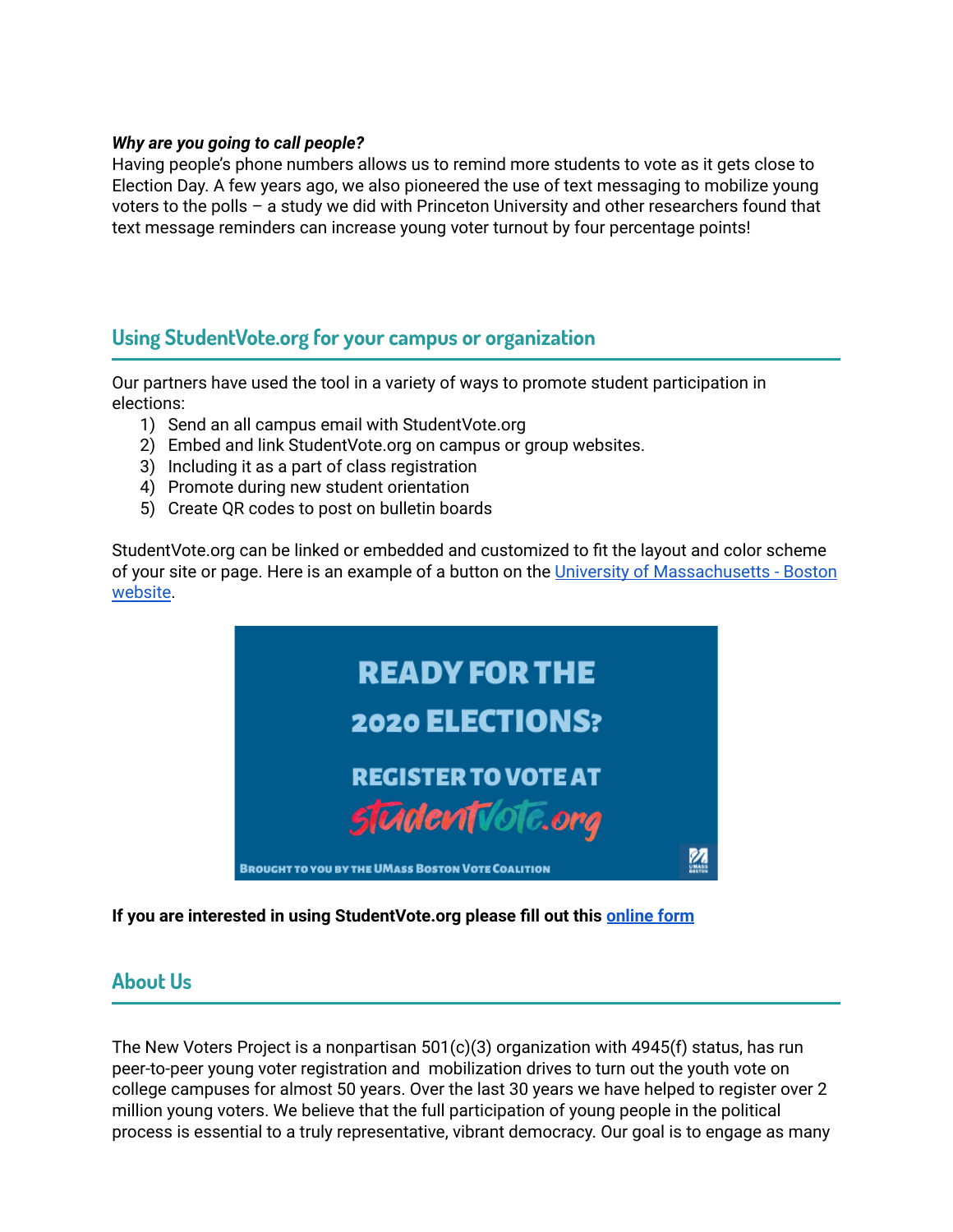***Why are you going to call people?***

Having people's phone numbers allows us to remind more students to vote as it gets close to Election Day. A few years ago, we also pioneered the use of text messaging to mobilize young voters to the polls – a study we did with Princeton University and other researchers found that text message reminders can increase young voter turnout by four percentage points!

## Using StudentVote.org for your campus or organization

Our partners have used the tool in a variety of ways to promote student participation in elections:

1) Send an all campus email with StudentVote.org
2) Embed and link StudentVote.org on campus or group websites.
3) Including it as a part of class registration
4) Promote during new student orientation
5) Create QR codes to post on bulletin boards

StudentVote.org can be linked or embedded and customized to fit the layout and color scheme of your site or page. Here is an example of a button on the University of Massachusetts - Boston website.

READY FOR THE 2020 ELECTIONS?

REGISTER TO VOTE AT studentvote.org

BROUGHT TO YOU BY THE UMASS BOSTON VOTE COALITION

**If you are interested in using StudentVote.org please fill out this online form**

## About Us

The New Voters Project is a nonpartisan 501(c)(3) organization with 4945(f) status, has run peer-to-peer young voter registration and mobilization drives to turn out the youth vote on college campuses for almost 50 years. Over the last 30 years we have helped to register over 2 million young voters. We believe that the full participation of young people in the political process is essential to a truly representative, vibrant democracy. Our goal is to engage as many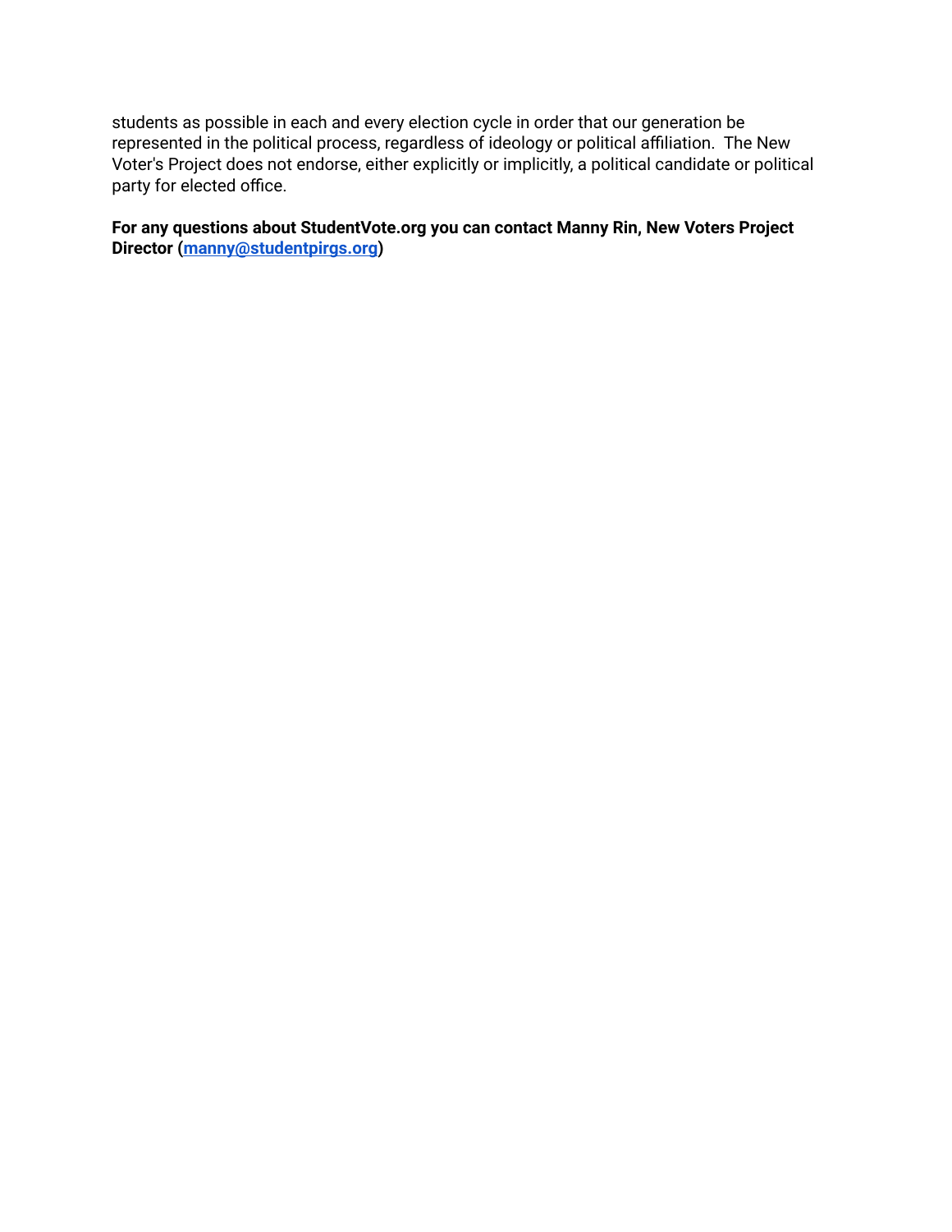students as possible in each and every election cycle in order that our generation be represented in the political process, regardless of ideology or political affiliation. The New Voter's Project does not endorse, either explicitly or implicitly, a political candidate or political party for elected office.

**For any questions about StudentVote.org you can contact Manny Rin, New Voters Project Director (manny@studentpirgs.org)**